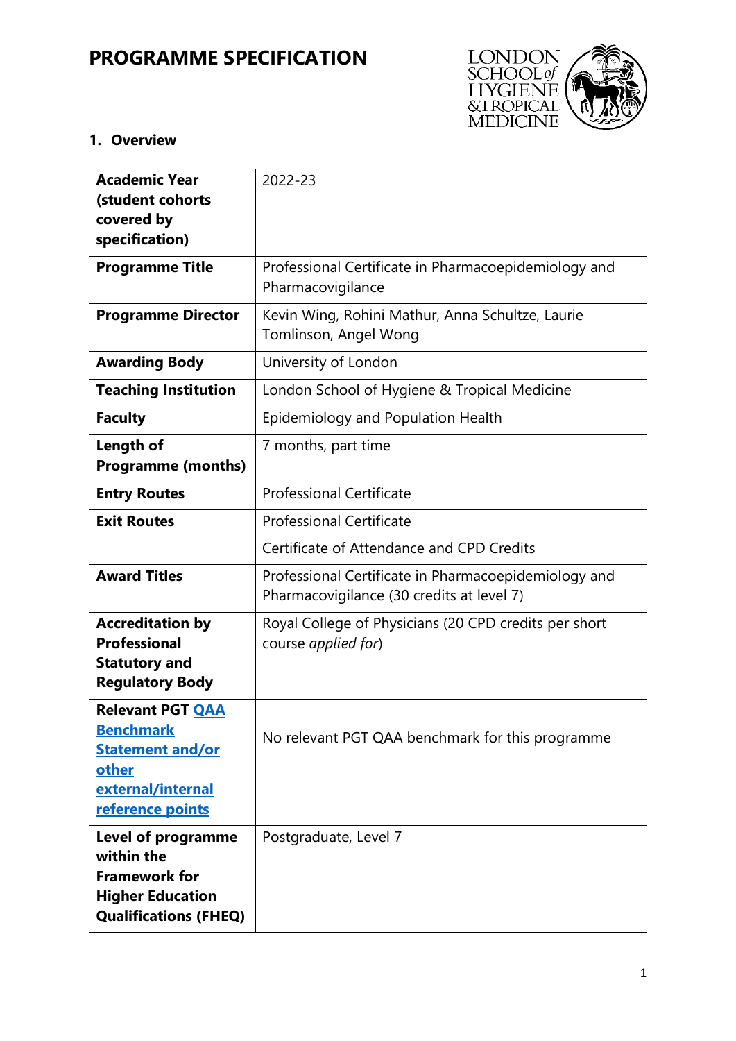# PROGRAMME SPECIFICATION

## 1. Overview

| | |
|---|---|
| **Academic Year (student cohorts covered by specification)** | 2022-23 |
| **Programme Title** | Professional Certificate in Pharmacoepidemiology and Pharmacovigilance |
| **Programme Director** | Kevin Wing, Rohini Mathur, Anna Schultze, Laurie Tomlinson, Angel Wong |
| **Awarding Body** | University of London |
| **Teaching Institution** | London School of Hygiene & Tropical Medicine |
| **Faculty** | Epidemiology and Population Health |
| **Length of Programme (months)** | 7 months, part time |
| **Entry Routes** | Professional Certificate |
| **Exit Routes** | Professional Certificate<br>Certificate of Attendance and CPD Credits |
| **Award Titles** | Professional Certificate in Pharmacoepidemiology and Pharmacovigilance (30 credits at level 7) |
| **Accreditation by Professional Statutory and Regulatory Body** | Royal College of Physicians (20 CPD credits per short course *applied for*) |
| **Relevant PGT QAA Benchmark Statement and/or other external/internal reference points** | No relevant PGT QAA benchmark for this programme |
| **Level of programme within the Framework for Higher Education Qualifications (FHEQ)** | Postgraduate, Level 7 |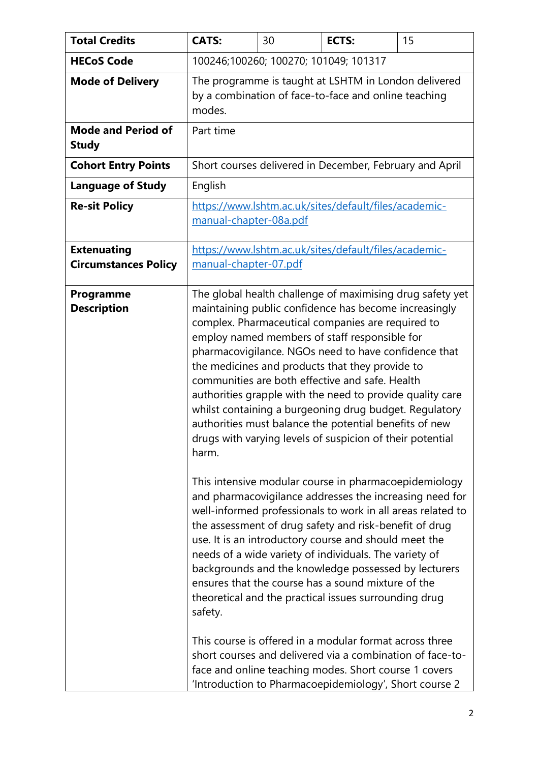| **Total Credits** | **CATS:** | 30 | **ECTS:** | 15 |
| --- | --- | --- | --- | --- |
| **HECoS Code** | 100246;100260; 100270; 101049; 101317 | | | |
| **Mode of Delivery** | The programme is taught at LSHTM in London delivered by a combination of face-to-face and online teaching modes. | | | |
| **Mode and Period of Study** | Part time | | | |
| **Cohort Entry Points** | Short courses delivered in December, February and April | | | |
| **Language of Study** | English | | | |
| **Re-sit Policy** | [https://www.lshtm.ac.uk/sites/default/files/academic-manual-chapter-08a.pdf](https://www.lshtm.ac.uk/sites/default/files/academic-manual-chapter-08a.pdf) | | | |
| **Extenuating Circumstances Policy** | [https://www.lshtm.ac.uk/sites/default/files/academic-manual-chapter-07.pdf](https://www.lshtm.ac.uk/sites/default/files/academic-manual-chapter-07.pdf) | | | |
| **Programme Description** | The global health challenge of maximising drug safety yet maintaining public confidence has become increasingly complex. Pharmaceutical companies are required to employ named members of staff responsible for pharmacovigilance. NGOs need to have confidence that the medicines and products that they provide to communities are both effective and safe. Health authorities grapple with the need to provide quality care whilst containing a burgeoning drug budget. Regulatory authorities must balance the potential benefits of new drugs with varying levels of suspicion of their potential harm.<br><br>This intensive modular course in pharmacoepidemiology and pharmacovigilance addresses the increasing need for well-informed professionals to work in all areas related to the assessment of drug safety and risk-benefit of drug use. It is an introductory course and should meet the needs of a wide variety of individuals. The variety of backgrounds and the knowledge possessed by lecturers ensures that the course has a sound mixture of the theoretical and the practical issues surrounding drug safety.<br><br>This course is offered in a modular format across three short courses and delivered via a combination of face-to-face and online teaching modes. Short course 1 covers 'Introduction to Pharmacoepidemiology', Short course 2 | | | |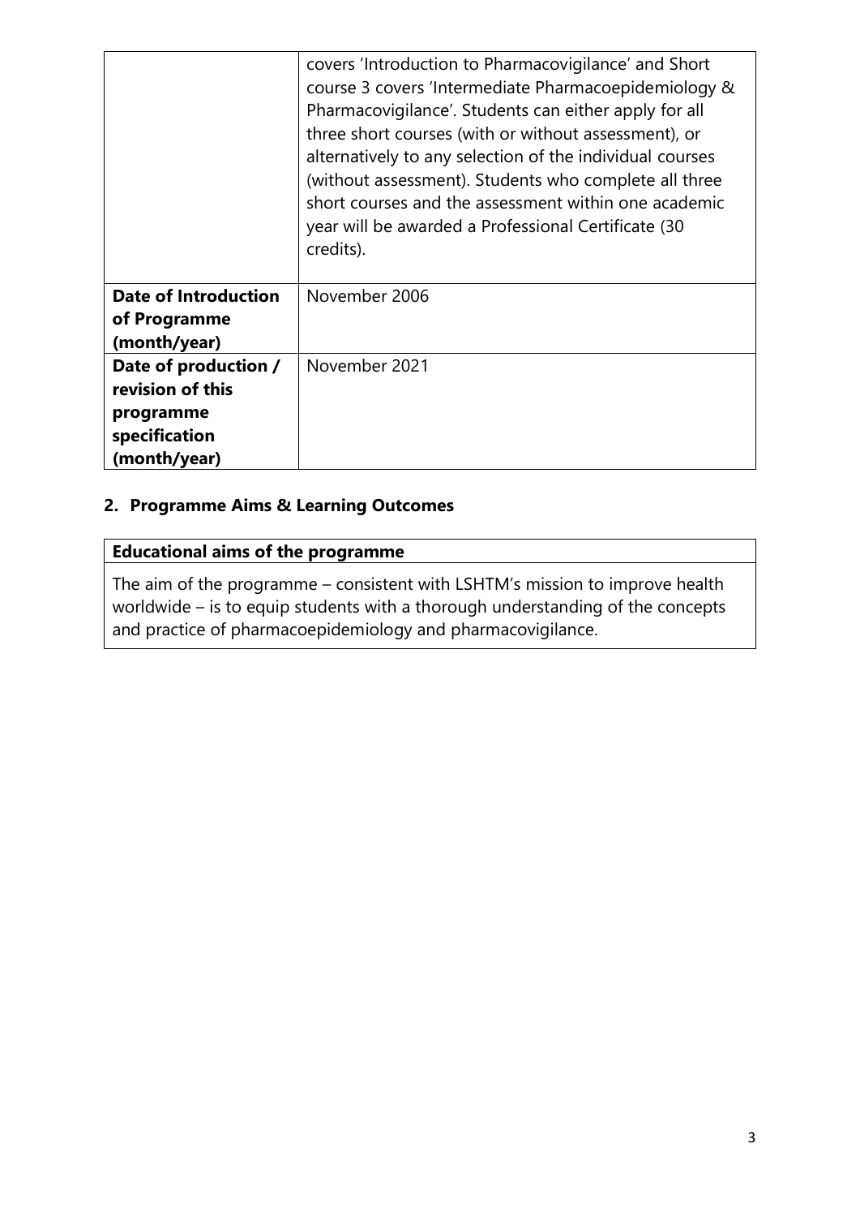| | |
|---|---|
| | covers 'Introduction to Pharmacovigilance' and Short course 3 covers 'Intermediate Pharmacoepidemiology & Pharmacovigilance'. Students can either apply for all three short courses (with or without assessment), or alternatively to any selection of the individual courses (without assessment). Students who complete all three short courses and the assessment within one academic year will be awarded a Professional Certificate (30 credits). |
| **Date of Introduction of Programme (month/year)** | November 2006 |
| **Date of production / revision of this programme specification (month/year)** | November 2021 |

## 2. Programme Aims & Learning Outcomes

| **Educational aims of the programme** |
|---|
| The aim of the programme – consistent with LSHTM's mission to improve health worldwide – is to equip students with a thorough understanding of the concepts and practice of pharmacoepidemiology and pharmacovigilance. |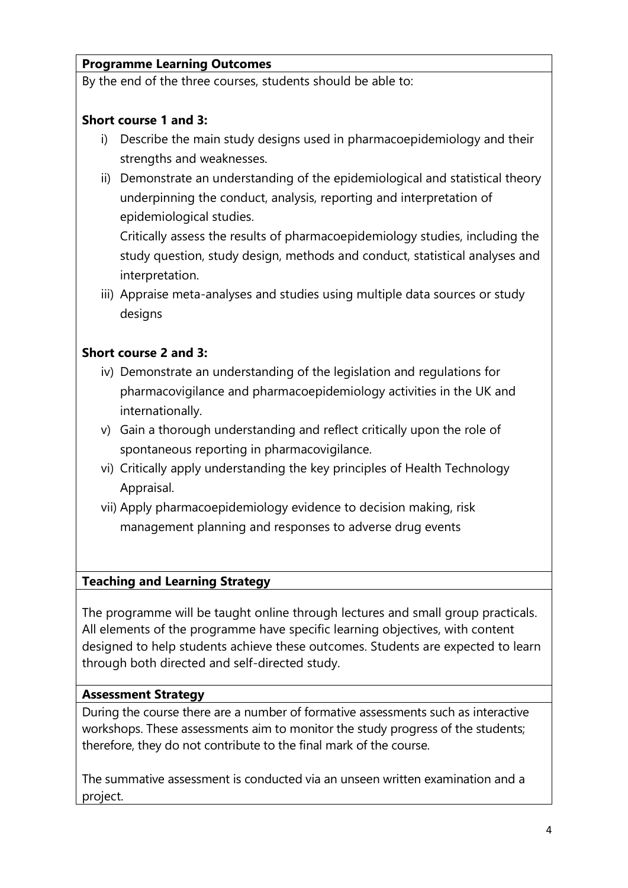**Programme Learning Outcomes**

By the end of the three courses, students should be able to:

**Short course 1 and 3:**

i) Describe the main study designs used in pharmacoepidemiology and their strengths and weaknesses.

ii) Demonstrate an understanding of the epidemiological and statistical theory underpinning the conduct, analysis, reporting and interpretation of epidemiological studies.
   Critically assess the results of pharmacoepidemiology studies, including the study question, study design, methods and conduct, statistical analyses and interpretation.

iii) Appraise meta-analyses and studies using multiple data sources or study designs

**Short course 2 and 3:**

iv) Demonstrate an understanding of the legislation and regulations for pharmacovigilance and pharmacoepidemiology activities in the UK and internationally.

v) Gain a thorough understanding and reflect critically upon the role of spontaneous reporting in pharmacovigilance.

vi) Critically apply understanding the key principles of Health Technology Appraisal.

vii) Apply pharmacoepidemiology evidence to decision making, risk management planning and responses to adverse drug events

**Teaching and Learning Strategy**

The programme will be taught online through lectures and small group practicals. All elements of the programme have specific learning objectives, with content designed to help students achieve these outcomes. Students are expected to learn through both directed and self-directed study.

**Assessment Strategy**

During the course there are a number of formative assessments such as interactive workshops. These assessments aim to monitor the study progress of the students; therefore, they do not contribute to the final mark of the course.

The summative assessment is conducted via an unseen written examination and a project.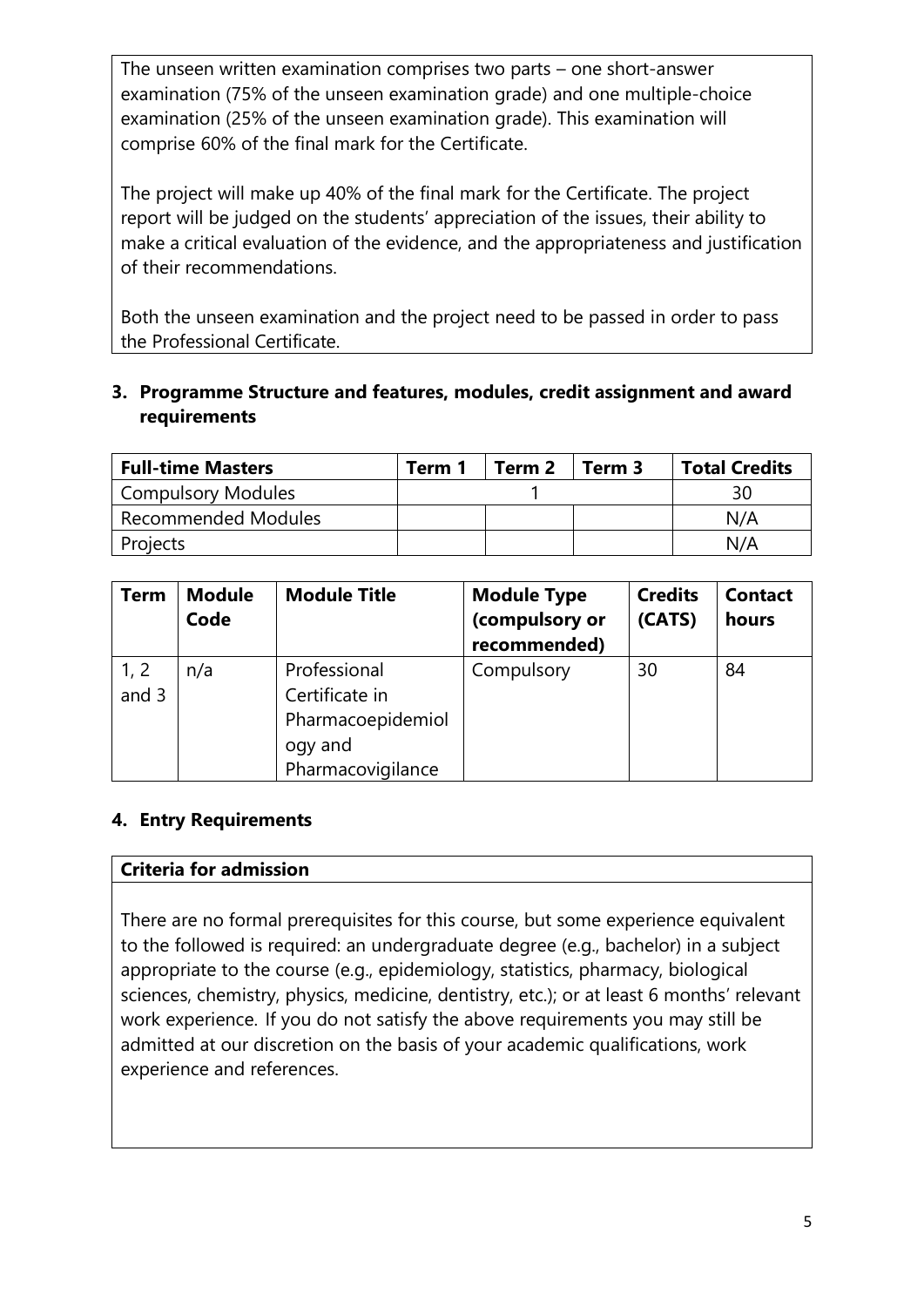The unseen written examination comprises two parts – one short-answer examination (75% of the unseen examination grade) and one multiple-choice examination (25% of the unseen examination grade). This examination will comprise 60% of the final mark for the Certificate.

The project will make up 40% of the final mark for the Certificate. The project report will be judged on the students' appreciation of the issues, their ability to make a critical evaluation of the evidence, and the appropriateness and justification of their recommendations.

Both the unseen examination and the project need to be passed in order to pass the Professional Certificate.

## 3. Programme Structure and features, modules, credit assignment and award requirements

| Full-time Masters | Term 1 | Term 2 | Term 3 | Total Credits |
|---|---|---|---|---|
| Compulsory Modules | | 1 | | 30 |
| Recommended Modules | | | | N/A |
| Projects | | | | N/A |

| Term | Module Code | Module Title | Module Type (compulsory or recommended) | Credits (CATS) | Contact hours |
|---|---|---|---|---|---|
| 1, 2 and 3 | n/a | Professional Certificate in Pharmacoepidemiology and Pharmacovigilance | Compulsory | 30 | 84 |

## 4. Entry Requirements

| Criteria for admission |
|---|
| There are no formal prerequisites for this course, but some experience equivalent to the followed is required: an undergraduate degree (e.g., bachelor) in a subject appropriate to the course (e.g., epidemiology, statistics, pharmacy, biological sciences, chemistry, physics, medicine, dentistry, etc.); or at least 6 months' relevant work experience. If you do not satisfy the above requirements you may still be admitted at our discretion on the basis of your academic qualifications, work experience and references. |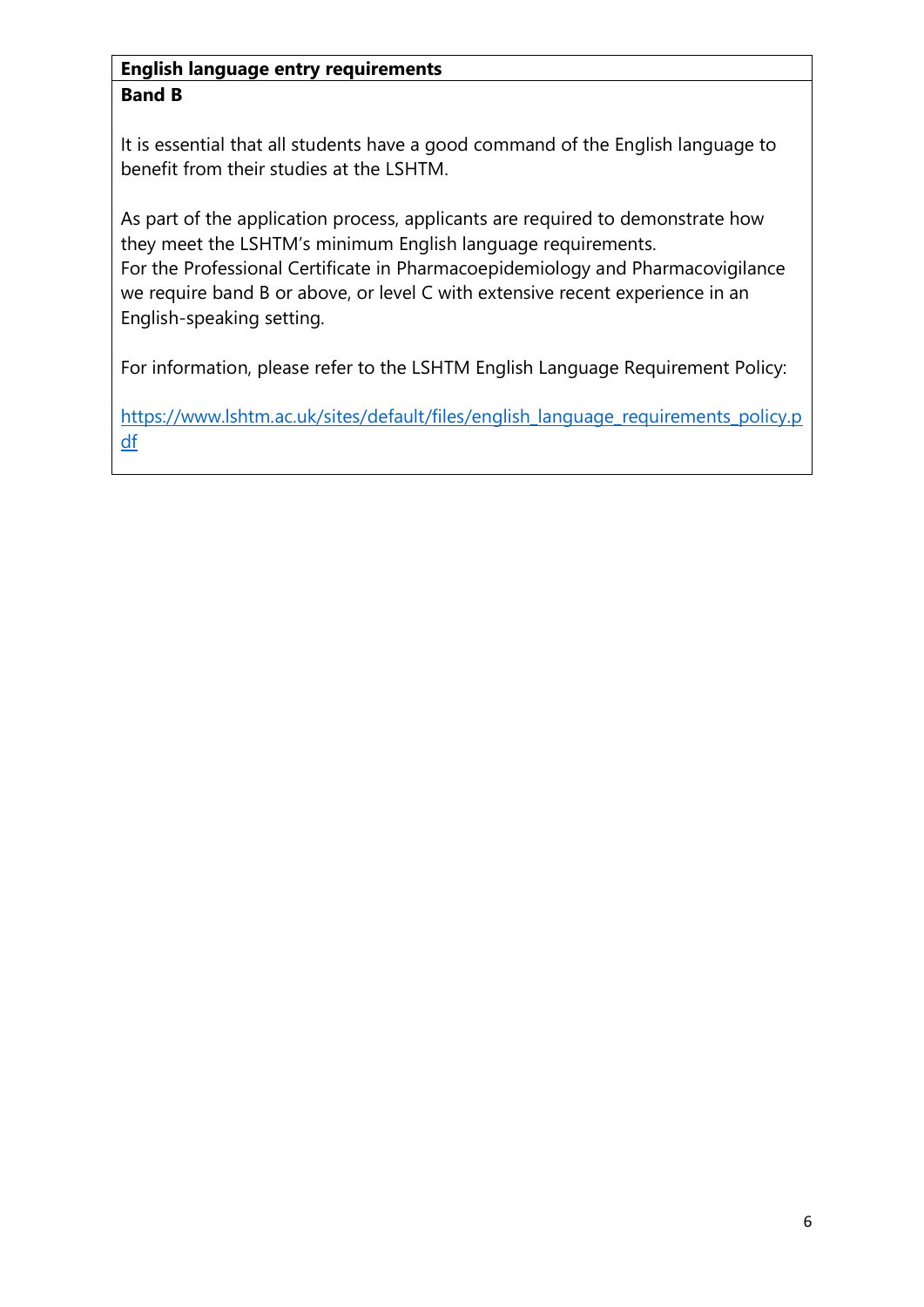| **English language entry requirements** |
| --- |
| **Band B**<br><br>It is essential that all students have a good command of the English language to benefit from their studies at the LSHTM.<br><br>As part of the application process, applicants are required to demonstrate how they meet the LSHTM's minimum English language requirements.<br>For the Professional Certificate in Pharmacoepidemiology and Pharmacovigilance we require band B or above, or level C with extensive recent experience in an English-speaking setting.<br><br>For information, please refer to the LSHTM English Language Requirement Policy:<br><br>https://www.lshtm.ac.uk/sites/default/files/english_language_requirements_policy.pdf |